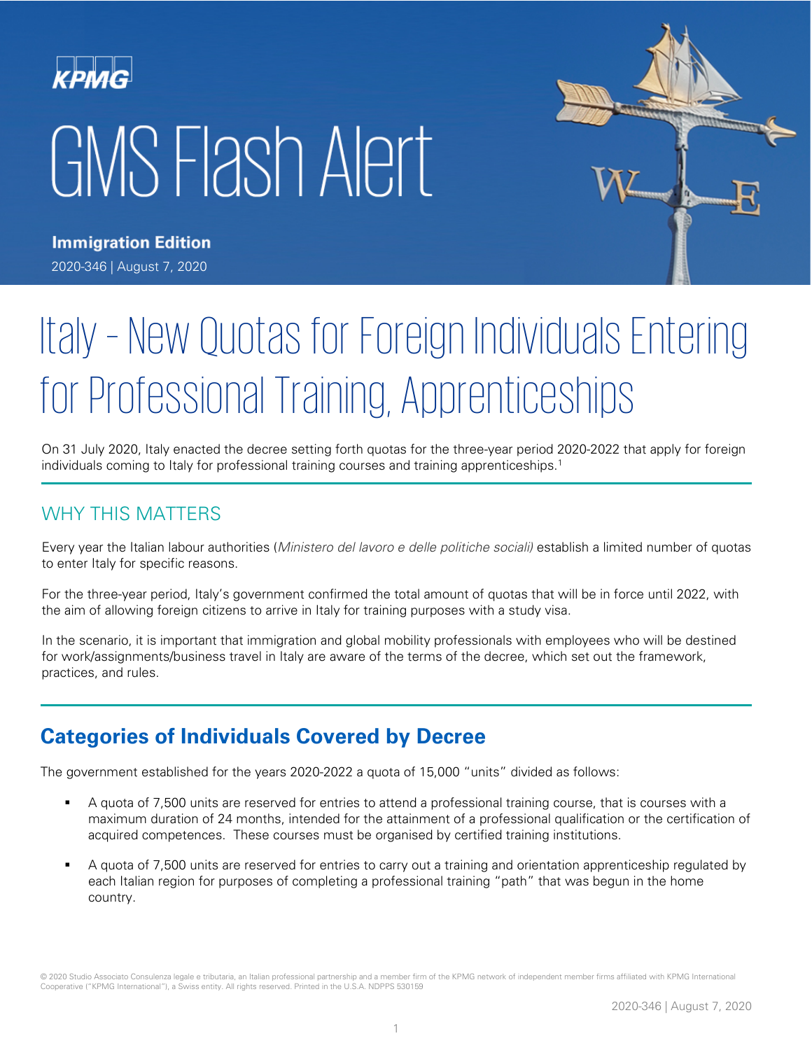KPMG

# GMS Flash Alert

**Immigration Edition**

2020-346 | August 7, 2020

# Italy – New Quotas for Foreign Individuals Entering for Professional Training, Apprenticeships

On 31 July 2020, Italy enacted the decree setting forth quotas for the three-year period 2020-2022 that apply for foreign individuals coming to Italy for professional training courses and training apprenticeships.[1]

## WHY THIS MATTERS

Every year the Italian labour authorities (*Ministero del lavoro e delle politiche sociali)* establish a limited number of quotas to enter Italy for specific reasons.

For the three-year period, Italy's government confirmed the total amount of quotas that will be in force until 2022, with the aim of allowing foreign citizens to arrive in Italy for training purposes with a study visa.

In the scenario, it is important that immigration and global mobility professionals with employees who will be destined for work/assignments/business travel in Italy are aware of the terms of the decree, which set out the framework, practices, and rules.

## Categories of Individuals Covered by Decree

The government established for the years 2020-2022 a quota of 15,000 "units" divided as follows:

- A quota of 7,500 units are reserved for entries to attend a professional training course, that is courses with a maximum duration of 24 months, intended for the attainment of a professional qualification or the certification of acquired competences. These courses must be organised by certified training institutions.
- A quota of 7,500 units are reserved for entries to carry out a training and orientation apprenticeship regulated by each Italian region for purposes of completing a professional training "path" that was begun in the home country.

© 2020 Studio Associato Consulenza legale e tributaria, an Italian professional partnership and a member firm of the KPMG network of independent member firms affiliated with KPMG International Cooperative ("KPMG International"), a Swiss entity. All rights reserved. Printed in the U.S.A. NDPPS 530159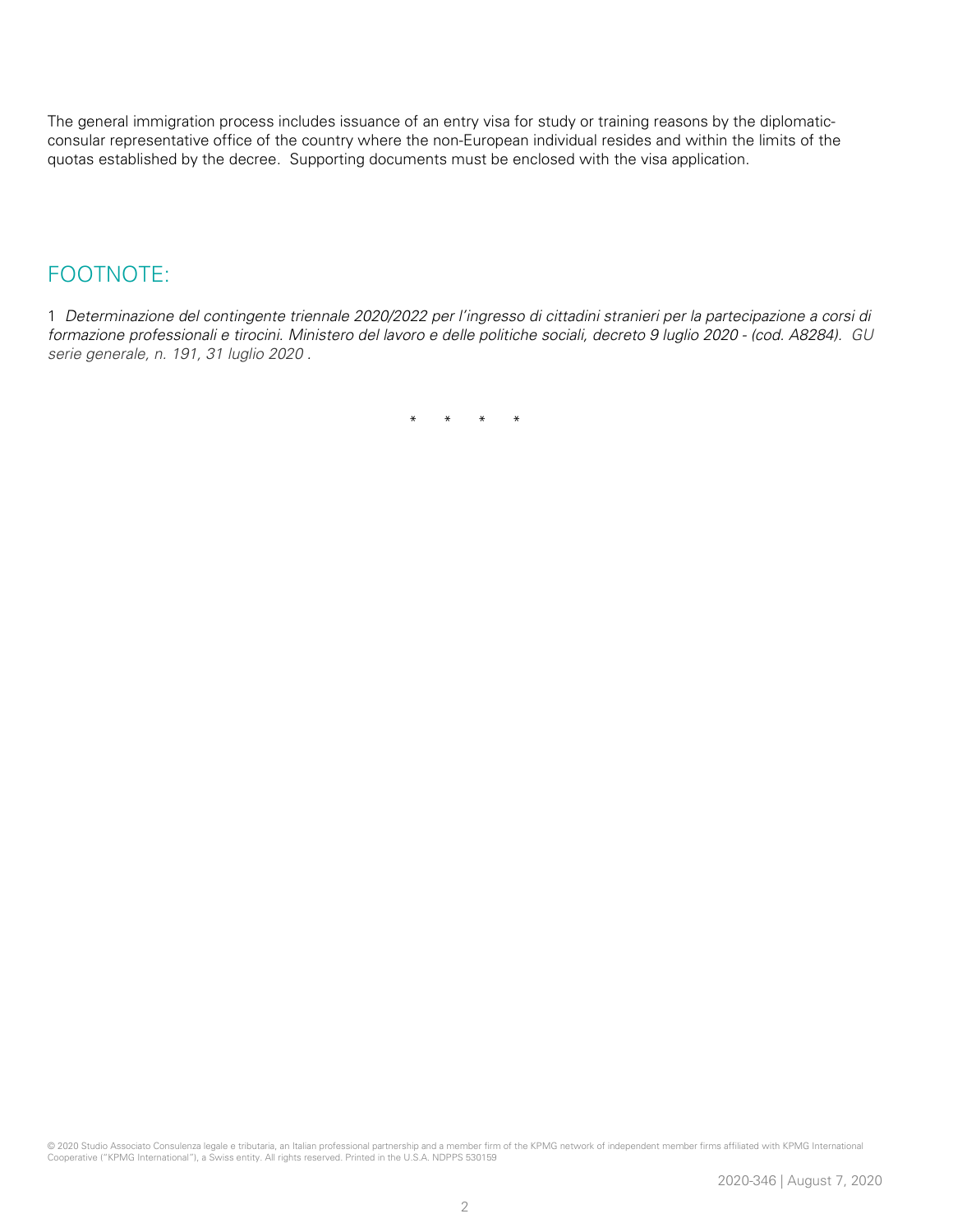The general immigration process includes issuance of an entry visa for study or training reasons by the diplomatic-consular representative office of the country where the non-European individual resides and within the limits of the quotas established by the decree. Supporting documents must be enclosed with the visa application.

## FOOTNOTE:

1 *Determinazione del contingente triennale 2020/2022 per l'ingresso di cittadini stranieri per la partecipazione a corsi di formazione professionali e tirocini. Ministero del lavoro e delle politiche sociali, decreto 9 luglio 2020 - (cod. A8284). GU serie generale, n. 191, 31 luglio 2020 .*

\* \* \* \*

© 2020 Studio Associato Consulenza legale e tributaria, an Italian professional partnership and a member firm of the KPMG network of independent member firms affiliated with KPMG International Cooperative ("KPMG International"), a Swiss entity. All rights reserved. Printed in the U.S.A. NDPPS 530159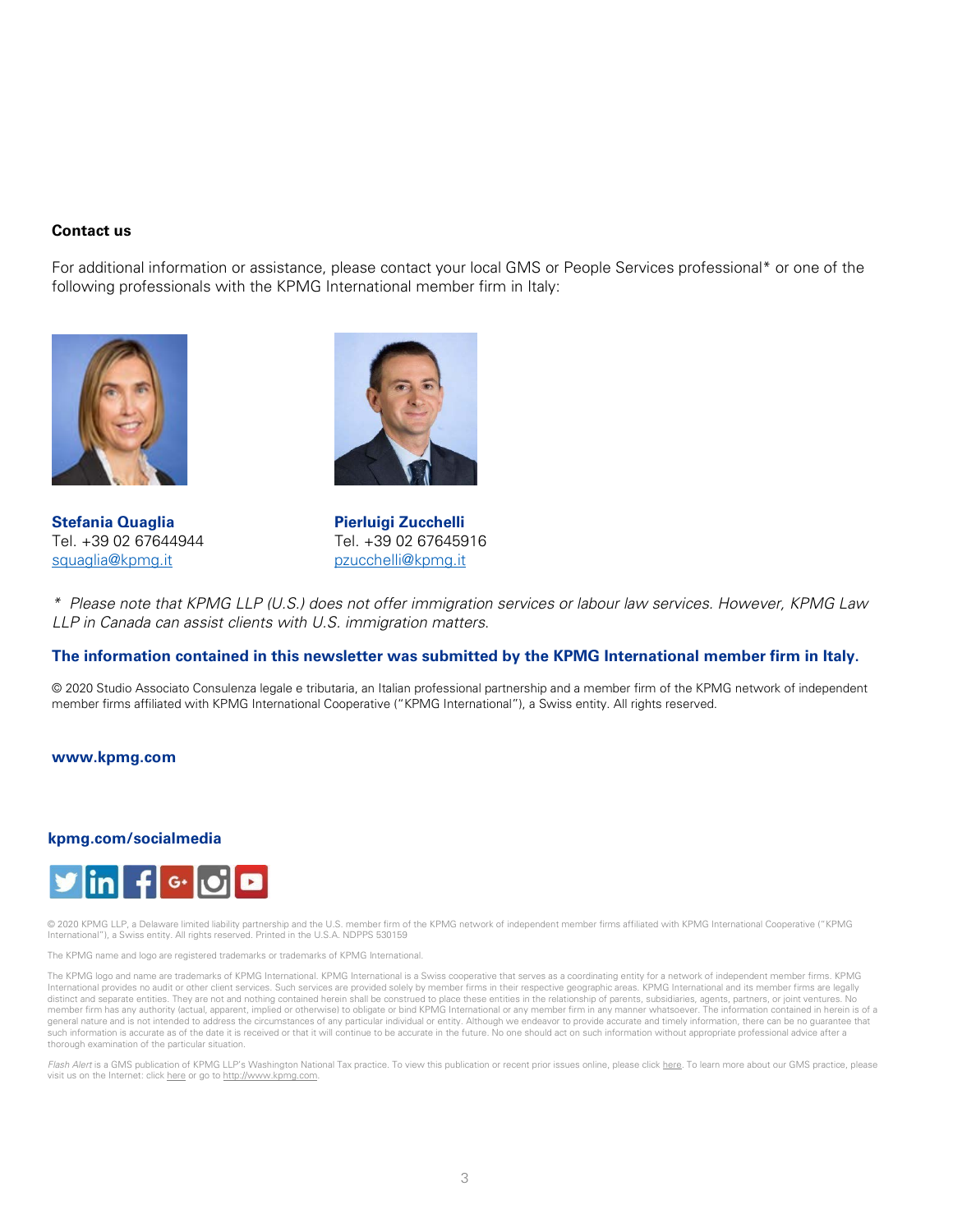**Contact us**

For additional information or assistance, please contact your local GMS or People Services professional* or one of the following professionals with the KPMG International member firm in Italy:

**Stefania Quaglia**
Tel. +39 02 67644944
squaglia@kpmg.it

**Pierluigi Zucchelli**
Tel. +39 02 67645916
pzucchelli@kpmg.it

*\* Please note that KPMG LLP (U.S.) does not offer immigration services or labour law services. However, KPMG Law LLP in Canada can assist clients with U.S. immigration matters.*

**The information contained in this newsletter was submitted by the KPMG International member firm in Italy.**

© 2020 Studio Associato Consulenza legale e tributaria, an Italian professional partnership and a member firm of the KPMG network of independent member firms affiliated with KPMG International Cooperative ("KPMG International"), a Swiss entity. All rights reserved.

**www.kpmg.com**

**kpmg.com/socialmedia**

© 2020 KPMG LLP, a Delaware limited liability partnership and the U.S. member firm of the KPMG network of independent member firms affiliated with KPMG International Cooperative ("KPMG International"), a Swiss entity. All rights reserved. Printed in the U.S.A. NDPPS 530159

The KPMG name and logo are registered trademarks or trademarks of KPMG International.

The KPMG logo and name are trademarks of KPMG International. KPMG International is a Swiss cooperative that serves as a coordinating entity for a network of independent member firms. KPMG International provides no audit or other client services. Such services are provided solely by member firms in their respective geographic areas. KPMG International and its member firms are legally distinct and separate entities. They are not and nothing contained herein shall be construed to place these entities in the relationship of parents, subsidiaries, agents, partners, or joint ventures. No member firm has any authority (actual, apparent, implied or otherwise) to obligate or bind KPMG International or any member firm in any manner whatsoever. The information contained in herein is of a general nature and is not intended to address the circumstances of any particular individual or entity. Although we endeavor to provide accurate and timely information, there can be no guarantee that such information is accurate as of the date it is received or that it will continue to be accurate in the future. No one should act on such information without appropriate professional advice after a thorough examination of the particular situation.

*Flash Alert* is a GMS publication of KPMG LLP's Washington National Tax practice. To view this publication or recent prior issues online, please click here. To learn more about our GMS practice, please visit us on the Internet: click here or go to http://www.kpmg.com.